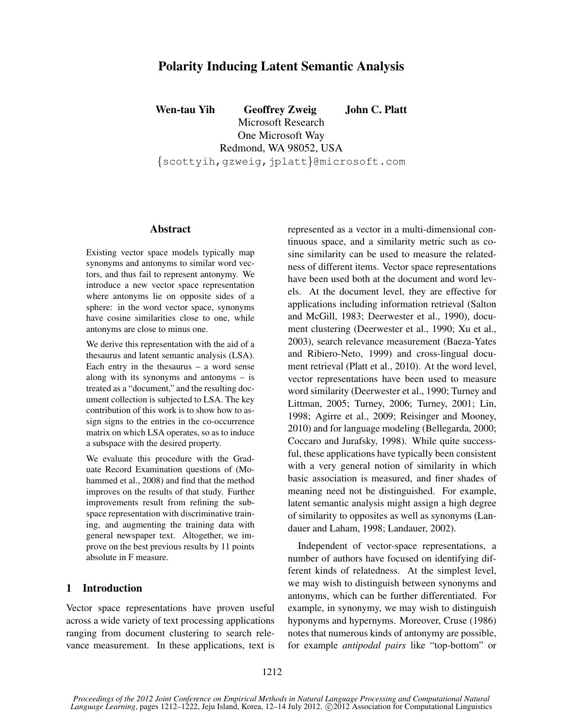# Polarity Inducing Latent Semantic Analysis

**Wen-tau Yih** **Geoffrey Zweig** **John C. Platt**
Microsoft Research
One Microsoft Way
Redmond, WA 98052, USA
{scottyih,gzweig,jplatt}@microsoft.com

## Abstract

Existing vector space models typically map synonyms and antonyms to similar word vectors, and thus fail to represent antonymy. We introduce a new vector space representation where antonyms lie on opposite sides of a sphere: in the word vector space, synonyms have cosine similarities close to one, while antonyms are close to minus one.

We derive this representation with the aid of a thesaurus and latent semantic analysis (LSA). Each entry in the thesaurus – a word sense along with its synonyms and antonyms – is treated as a "document," and the resulting document collection is subjected to LSA. The key contribution of this work is to show how to assign signs to the entries in the co-occurrence matrix on which LSA operates, so as to induce a subspace with the desired property.

We evaluate this procedure with the Graduate Record Examination questions of (Mohammed et al., 2008) and find that the method improves on the results of that study. Further improvements result from refining the subspace representation with discriminative training, and augmenting the training data with general newspaper text. Altogether, we improve on the best previous results by 11 points absolute in F measure.

## 1 Introduction

Vector space representations have proven useful across a wide variety of text processing applications ranging from document clustering to search relevance measurement. In these applications, text is represented as a vector in a multi-dimensional continuous space, and a similarity metric such as cosine similarity can be used to measure the relatedness of different items. Vector space representations have been used both at the document and word levels. At the document level, they are effective for applications including information retrieval (Salton and McGill, 1983; Deerwester et al., 1990), document clustering (Deerwester et al., 1990; Xu et al., 2003), search relevance measurement (Baeza-Yates and Ribiero-Neto, 1999) and cross-lingual document retrieval (Platt et al., 2010). At the word level, vector representations have been used to measure word similarity (Deerwester et al., 1990; Turney and Littman, 2005; Turney, 2006; Turney, 2001; Lin, 1998; Agirre et al., 2009; Reisinger and Mooney, 2010) and for language modeling (Bellegarda, 2000; Coccaro and Jurafsky, 1998). While quite successful, these applications have typically been consistent with a very general notion of similarity in which basic association is measured, and finer shades of meaning need not be distinguished. For example, latent semantic analysis might assign a high degree of similarity to opposites as well as synonyms (Landauer and Laham, 1998; Landauer, 2002).

Independent of vector-space representations, a number of authors have focused on identifying different kinds of relatedness. At the simplest level, we may wish to distinguish between synonyms and antonyms, which can be further differentiated. For example, in synonymy, we may wish to distinguish hyponyms and hypernyms. Moreover, Cruse (1986) notes that numerous kinds of antonymy are possible, for example *antipodal pairs* like "top-bottom" or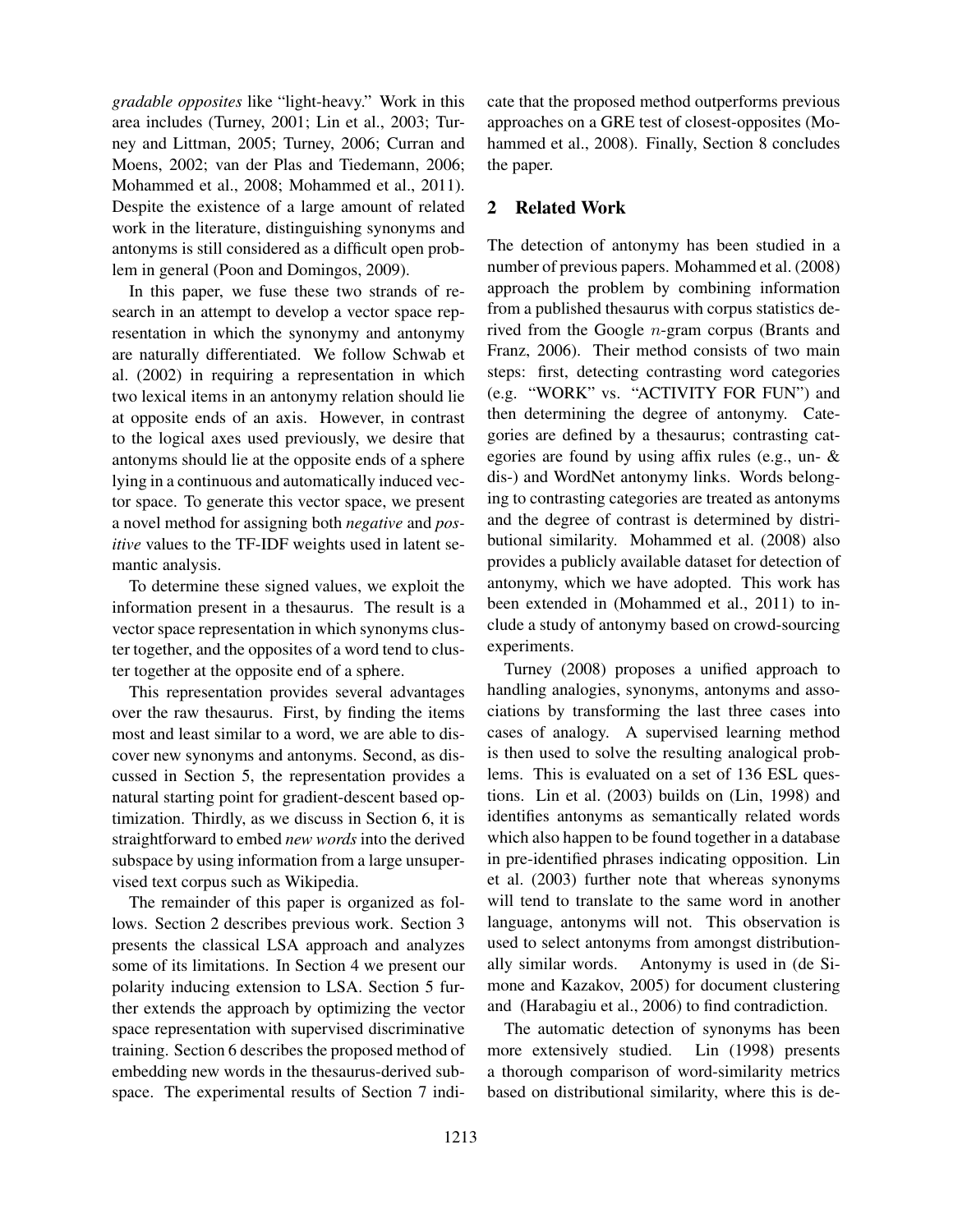*gradable opposites* like "light-heavy." Work in this area includes (Turney, 2001; Lin et al., 2003; Turney and Littman, 2005; Turney, 2006; Curran and Moens, 2002; van der Plas and Tiedemann, 2006; Mohammed et al., 2008; Mohammed et al., 2011). Despite the existence of a large amount of related work in the literature, distinguishing synonyms and antonyms is still considered as a difficult open problem in general (Poon and Domingos, 2009).

In this paper, we fuse these two strands of research in an attempt to develop a vector space representation in which the synonymy and antonymy are naturally differentiated. We follow Schwab et al. (2002) in requiring a representation in which two lexical items in an antonymy relation should lie at opposite ends of an axis. However, in contrast to the logical axes used previously, we desire that antonyms should lie at the opposite ends of a sphere lying in a continuous and automatically induced vector space. To generate this vector space, we present a novel method for assigning both *negative* and *positive* values to the TF-IDF weights used in latent semantic analysis.

To determine these signed values, we exploit the information present in a thesaurus. The result is a vector space representation in which synonyms cluster together, and the opposites of a word tend to cluster together at the opposite end of a sphere.

This representation provides several advantages over the raw thesaurus. First, by finding the items most and least similar to a word, we are able to discover new synonyms and antonyms. Second, as discussed in Section 5, the representation provides a natural starting point for gradient-descent based optimization. Thirdly, as we discuss in Section 6, it is straightforward to embed *new words* into the derived subspace by using information from a large unsupervised text corpus such as Wikipedia.

The remainder of this paper is organized as follows. Section 2 describes previous work. Section 3 presents the classical LSA approach and analyzes some of its limitations. In Section 4 we present our polarity inducing extension to LSA. Section 5 further extends the approach by optimizing the vector space representation with supervised discriminative training. Section 6 describes the proposed method of embedding new words in the thesaurus-derived subspace. The experimental results of Section 7 indicate that the proposed method outperforms previous approaches on a GRE test of closest-opposites (Mohammed et al., 2008). Finally, Section 8 concludes the paper.

## 2 Related Work

The detection of antonymy has been studied in a number of previous papers. Mohammed et al. (2008) approach the problem by combining information from a published thesaurus with corpus statistics derived from the Google $n$-gram corpus (Brants and Franz, 2006). Their method consists of two main steps: first, detecting contrasting word categories (e.g. "WORK" vs. "ACTIVITY FOR FUN") and then determining the degree of antonymy. Categories are defined by a thesaurus; contrasting categories are found by using affix rules (e.g., un- & dis-) and WordNet antonymy links. Words belonging to contrasting categories are treated as antonyms and the degree of contrast is determined by distributional similarity. Mohammed et al. (2008) also provides a publicly available dataset for detection of antonymy, which we have adopted. This work has been extended in (Mohammed et al., 2011) to include a study of antonymy based on crowd-sourcing experiments.

Turney (2008) proposes a unified approach to handling analogies, synonyms, antonyms and associations by transforming the last three cases into cases of analogy. A supervised learning method is then used to solve the resulting analogical problems. This is evaluated on a set of 136 ESL questions. Lin et al. (2003) builds on (Lin, 1998) and identifies antonyms as semantically related words which also happen to be found together in a database in pre-identified phrases indicating opposition. Lin et al. (2003) further note that whereas synonyms will tend to translate to the same word in another language, antonyms will not. This observation is used to select antonyms from amongst distributionally similar words. Antonymy is used in (de Simone and Kazakov, 2005) for document clustering and (Harabagiu et al., 2006) to find contradiction.

The automatic detection of synonyms has been more extensively studied. Lin (1998) presents a thorough comparison of word-similarity metrics based on distributional similarity, where this is de-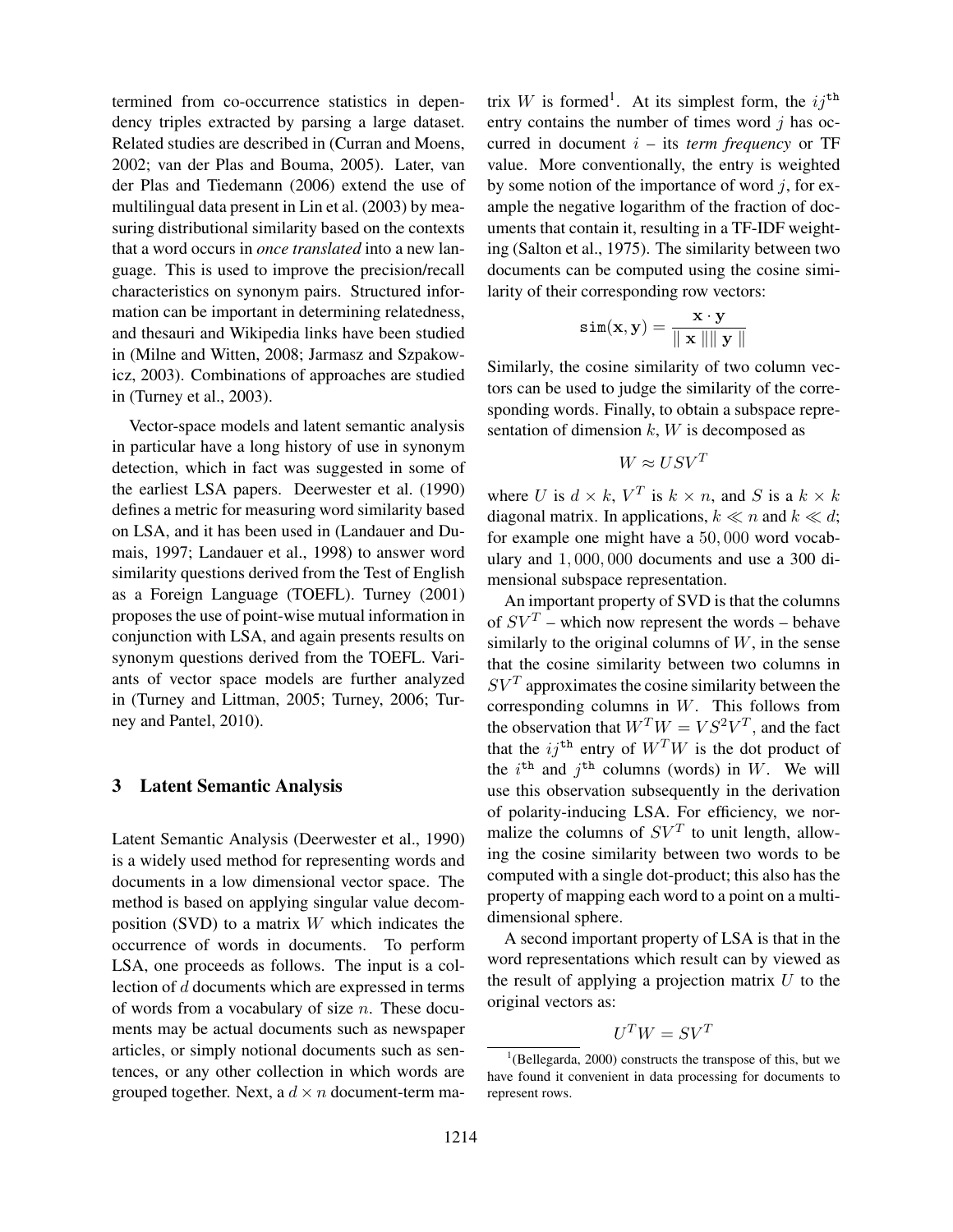termined from co-occurrence statistics in dependency triples extracted by parsing a large dataset. Related studies are described in (Curran and Moens, 2002; van der Plas and Bouma, 2005). Later, van der Plas and Tiedemann (2006) extend the use of multilingual data present in Lin et al. (2003) by measuring distributional similarity based on the contexts that a word occurs in *once translated* into a new language. This is used to improve the precision/recall characteristics on synonym pairs. Structured information can be important in determining relatedness, and thesauri and Wikipedia links have been studied in (Milne and Witten, 2008; Jarmasz and Szpakowicz, 2003). Combinations of approaches are studied in (Turney et al., 2003).

Vector-space models and latent semantic analysis in particular have a long history of use in synonym detection, which in fact was suggested in some of the earliest LSA papers. Deerwester et al. (1990) defines a metric for measuring word similarity based on LSA, and it has been used in (Landauer and Dumais, 1997; Landauer et al., 1998) to answer word similarity questions derived from the Test of English as a Foreign Language (TOEFL). Turney (2001) proposes the use of point-wise mutual information in conjunction with LSA, and again presents results on synonym questions derived from the TOEFL. Variants of vector space models are further analyzed in (Turney and Littman, 2005; Turney, 2006; Turney and Pantel, 2010).

## 3 Latent Semantic Analysis

Latent Semantic Analysis (Deerwester et al., 1990) is a widely used method for representing words and documents in a low dimensional vector space. The method is based on applying singular value decomposition (SVD) to a matrix $W$ which indicates the occurrence of words in documents. To perform LSA, one proceeds as follows. The input is a collection of $d$ documents which are expressed in terms of words from a vocabulary of size $n$. These documents may be actual documents such as newspaper articles, or simply notional documents such as sentences, or any other collection in which words are grouped together. Next, a $d \times n$ document-term matrix $W$ is formed[1]. At its simplest form, the $ij^{\text{th}}$ entry contains the number of times word $j$ has occurred in document $i$ – its *term frequency* or TF value. More conventionally, the entry is weighted by some notion of the importance of word $j$, for example the negative logarithm of the fraction of documents that contain it, resulting in a TF-IDF weighting (Salton et al., 1975). The similarity between two documents can be computed using the cosine similarity of their corresponding row vectors:

$$\mathtt{sim}(\mathbf{x}, \mathbf{y}) = \frac{\mathbf{x} \cdot \mathbf{y}}{\| \mathbf{x} \| \| \mathbf{y} \|}$$

Similarly, the cosine similarity of two column vectors can be used to judge the similarity of the corresponding words. Finally, to obtain a subspace representation of dimension $k$, $W$ is decomposed as

$$W \approx USV^T$$

where $U$ is $d \times k$, $V^T$ is $k \times n$, and $S$ is a $k \times k$ diagonal matrix. In applications, $k \ll n$ and $k \ll d$; for example one might have a $50,000$ word vocabulary and $1,000,000$ documents and use a 300 dimensional subspace representation.

An important property of SVD is that the columns of $SV^T$ – which now represent the words – behave similarly to the original columns of $W$, in the sense that the cosine similarity between two columns in $SV^T$ approximates the cosine similarity between the corresponding columns in $W$. This follows from the observation that $W^TW = VS^2V^T$, and the fact that the $ij^{\text{th}}$ entry of $W^TW$ is the dot product of the $i^{\text{th}}$ and $j^{\text{th}}$ columns (words) in $W$. We will use this observation subsequently in the derivation of polarity-inducing LSA. For efficiency, we normalize the columns of $SV^T$ to unit length, allowing the cosine similarity between two words to be computed with a single dot-product; this also has the property of mapping each word to a point on a multi-dimensional sphere.

A second important property of LSA is that in the word representations which result can by viewed as the result of applying a projection matrix $U$ to the original vectors as:

$$U^TW = SV^T$$

[1](Bellegarda, 2000) constructs the transpose of this, but we have found it convenient in data processing for documents to represent rows.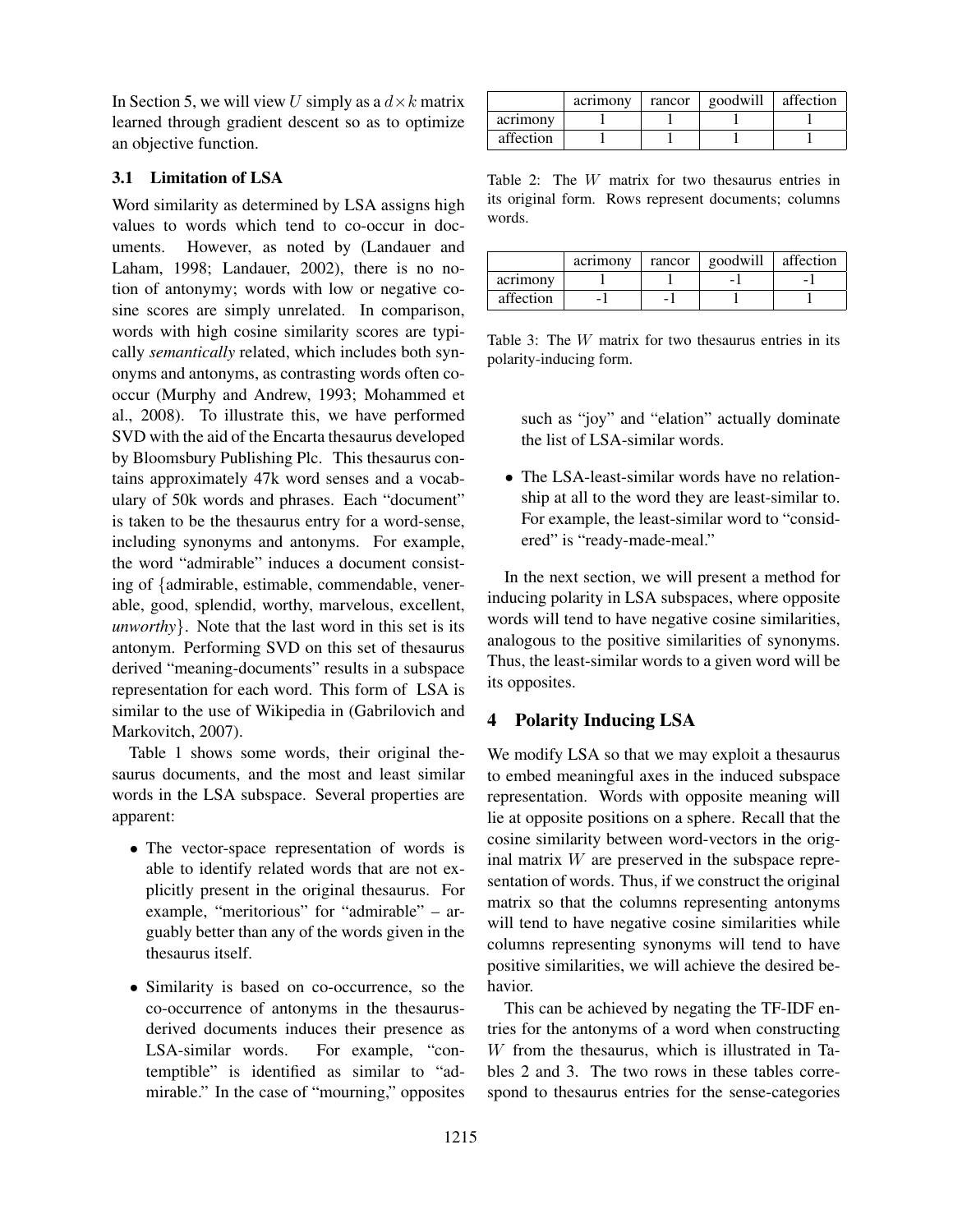In Section 5, we will view $U$ simply as a $d \times k$ matrix learned through gradient descent so as to optimize an objective function.

### 3.1 Limitation of LSA

Word similarity as determined by LSA assigns high values to words which tend to co-occur in documents. However, as noted by (Landauer and Laham, 1998; Landauer, 2002), there is no notion of antonymy; words with low or negative cosine scores are simply unrelated. In comparison, words with high cosine similarity scores are typically *semantically* related, which includes both synonyms and antonyms, as contrasting words often co-occur (Murphy and Andrew, 1993; Mohammed et al., 2008). To illustrate this, we have performed SVD with the aid of the Encarta thesaurus developed by Bloomsbury Publishing Plc. This thesaurus contains approximately 47k word senses and a vocabulary of 50k words and phrases. Each "document" is taken to be the thesaurus entry for a word-sense, including synonyms and antonyms. For example, the word "admirable" induces a document consisting of {admirable, estimable, commendable, venerable, good, splendid, worthy, marvelous, excellent, *unworthy*}. Note that the last word in this set is its antonym. Performing SVD on this set of thesaurus derived "meaning-documents" results in a subspace representation for each word. This form of LSA is similar to the use of Wikipedia in (Gabrilovich and Markovitch, 2007).

Table 1 shows some words, their original thesaurus documents, and the most and least similar words in the LSA subspace. Several properties are apparent:

- The vector-space representation of words is able to identify related words that are not explicitly present in the original thesaurus. For example, "meritorious" for "admirable" – arguably better than any of the words given in the thesaurus itself.
- Similarity is based on co-occurrence, so the co-occurrence of antonyms in the thesaurus-derived documents induces their presence as LSA-similar words. For example, "contemptible" is identified as similar to "admirable." In the case of "mourning," opposites such as "joy" and "elation" actually dominate the list of LSA-similar words.
- The LSA-least-similar words have no relationship at all to the word they are least-similar to. For example, the least-similar word to "considered" is "ready-made-meal."

|  | acrimony | rancor | goodwill | affection |
|---|---|---|---|---|
| acrimony | 1 | 1 | 1 | 1 |
| affection | 1 | 1 | 1 | 1 |

Table 2: The $W$ matrix for two thesaurus entries in its original form. Rows represent documents; columns words.

|  | acrimony | rancor | goodwill | affection |
|---|---|---|---|---|
| acrimony | 1 | 1 | -1 | -1 |
| affection | -1 | -1 | 1 | 1 |

Table 3: The $W$ matrix for two thesaurus entries in its polarity-inducing form.

In the next section, we will present a method for inducing polarity in LSA subspaces, where opposite words will tend to have negative cosine similarities, analogous to the positive similarities of synonyms. Thus, the least-similar words to a given word will be its opposites.

## 4 Polarity Inducing LSA

We modify LSA so that we may exploit a thesaurus to embed meaningful axes in the induced subspace representation. Words with opposite meaning will lie at opposite positions on a sphere. Recall that the cosine similarity between word-vectors in the original matrix $W$ are preserved in the subspace representation of words. Thus, if we construct the original matrix so that the columns representing antonyms will tend to have negative cosine similarities while columns representing synonyms will tend to have positive similarities, we will achieve the desired behavior.

This can be achieved by negating the TF-IDF entries for the antonyms of a word when constructing $W$ from the thesaurus, which is illustrated in Tables 2 and 3. The two rows in these tables correspond to thesaurus entries for the sense-categories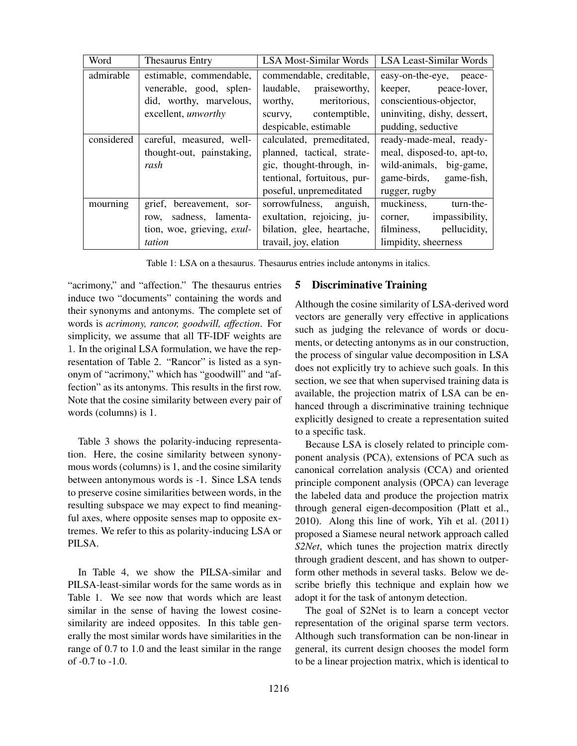| Word | Thesaurus Entry | LSA Most-Similar Words | LSA Least-Similar Words |
| --- | --- | --- | --- |
| admirable | estimable, commendable, venerable, good, splendid, worthy, marvelous, excellent, *unworthy* | commendable, creditable, laudable, praiseworthy, worthy, meritorious, scurvy, contemptible, despicable, estimable | easy-on-the-eye, peace-keeper, peace-lover, conscientious-objector, uninviting, dishy, dessert, pudding, seductive |
| considered | careful, measured, well-thought-out, painstaking, *rash* | calculated, premeditated, planned, tactical, strategic, thought-through, intentional, fortuitous, purposeful, unpremeditated | ready-made-meal, ready-meal, disposed-to, apt-to, wild-animals, big-game, game-birds, game-fish, rugger, rugby |
| mourning | grief, bereavement, sorrow, sadness, lamentation, woe, grieving, *exultation* | sorrowfulness, anguish, exultation, rejoicing, jubilation, glee, heartache, travail, joy, elation | muckiness, turn-the-corner, impassibility, filminess, pellucidity, limpidity, sheerness |

Table 1: LSA on a thesaurus. Thesaurus entries include antonyms in italics.

"acrimony," and "affection." The thesaurus entries induce two "documents" containing the words and their synonyms and antonyms. The complete set of words is *acrimony, rancor, goodwill, affection*. For simplicity, we assume that all TF-IDF weights are 1. In the original LSA formulation, we have the representation of Table 2. "Rancor" is listed as a synonym of "acrimony," which has "goodwill" and "affection" as its antonyms. This results in the first row. Note that the cosine similarity between every pair of words (columns) is 1.

Table 3 shows the polarity-inducing representation. Here, the cosine similarity between synonymous words (columns) is 1, and the cosine similarity between antonymous words is -1. Since LSA tends to preserve cosine similarities between words, in the resulting subspace we may expect to find meaningful axes, where opposite senses map to opposite extremes. We refer to this as polarity-inducing LSA or PILSA.

In Table 4, we show the PILSA-similar and PILSA-least-similar words for the same words as in Table 1. We see now that words which are least similar in the sense of having the lowest cosine-similarity are indeed opposites. In this table generally the most similar words have similarities in the range of 0.7 to 1.0 and the least similar in the range of -0.7 to -1.0.

## 5 Discriminative Training

Although the cosine similarity of LSA-derived word vectors are generally very effective in applications such as judging the relevance of words or documents, or detecting antonyms as in our construction, the process of singular value decomposition in LSA does not explicitly try to achieve such goals. In this section, we see that when supervised training data is available, the projection matrix of LSA can be enhanced through a discriminative training technique explicitly designed to create a representation suited to a specific task.

Because LSA is closely related to principle component analysis (PCA), extensions of PCA such as canonical correlation analysis (CCA) and oriented principle component analysis (OPCA) can leverage the labeled data and produce the projection matrix through general eigen-decomposition (Platt et al., 2010). Along this line of work, Yih et al. (2011) proposed a Siamese neural network approach called *S2Net*, which tunes the projection matrix directly through gradient descent, and has shown to outperform other methods in several tasks. Below we describe briefly this technique and explain how we adopt it for the task of antonym detection.

The goal of S2Net is to learn a concept vector representation of the original sparse term vectors. Although such transformation can be non-linear in general, its current design chooses the model form to be a linear projection matrix, which is identical to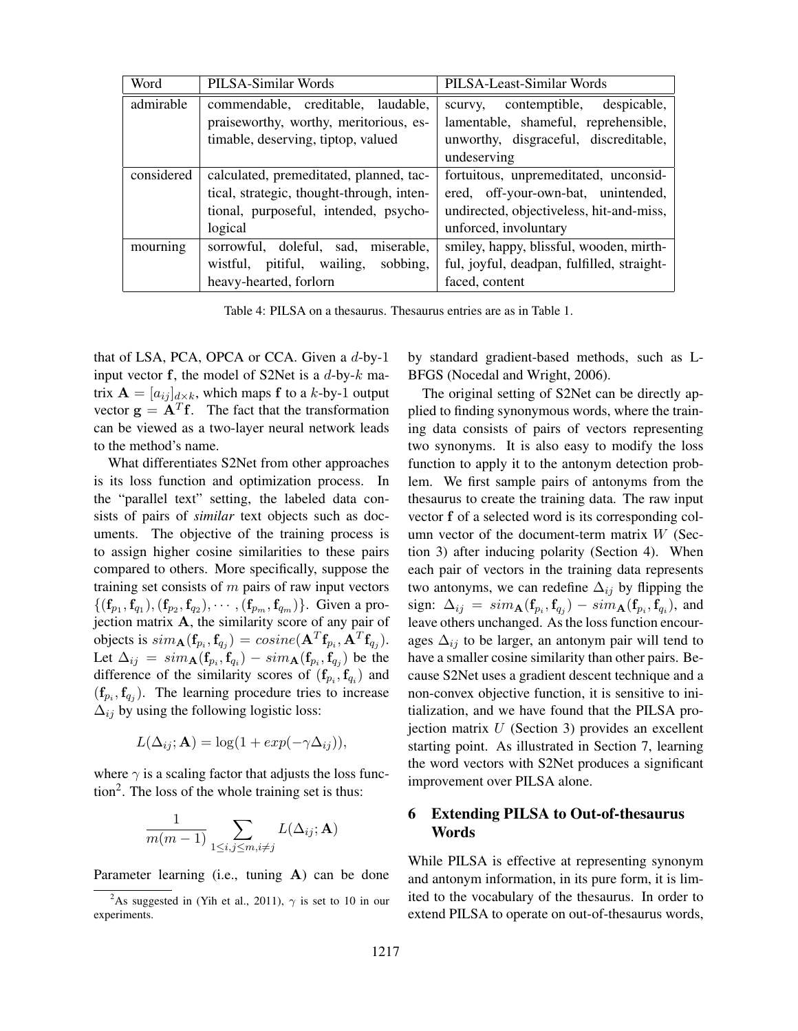| Word | PILSA-Similar Words | PILSA-Least-Similar Words |
|---|---|---|
| admirable | commendable, creditable, laudable, praiseworthy, worthy, meritorious, estimable, deserving, tiptop, valued | scurvy, contemptible, despicable, lamentable, shameful, reprehensible, unworthy, disgraceful, discreditable, undeserving |
| considered | calculated, premeditated, planned, tactical, strategic, thought-through, intentional, purposeful, intended, psychological | fortuitous, unpremeditated, unconsidered, off-your-own-bat, unintended, undirected, objectiveless, hit-and-miss, unforced, involuntary |
| mourning | sorrowful, doleful, sad, miserable, wistful, pitiful, wailing, sobbing, heavy-hearted, forlorn | smiley, happy, blissful, wooden, mirthful, joyful, deadpan, fulfilled, straight-faced, content |

Table 4: PILSA on a thesaurus. Thesaurus entries are as in Table 1.

that of LSA, PCA, OPCA or CCA. Given a $d$-by-1 input vector $\mathbf{f}$, the model of S2Net is a $d$-by-$k$ matrix $\mathbf{A} = [a_{ij}]_{d \times k}$, which maps $\mathbf{f}$ to a $k$-by-1 output vector $\mathbf{g} = \mathbf{A}^T \mathbf{f}$. The fact that the transformation can be viewed as a two-layer neural network leads to the method's name.

What differentiates S2Net from other approaches is its loss function and optimization process. In the "parallel text" setting, the labeled data consists of pairs of *similar* text objects such as documents. The objective of the training process is to assign higher cosine similarities to these pairs compared to others. More specifically, suppose the training set consists of $m$ pairs of raw input vectors $\{(\mathbf{f}_{p_1}, \mathbf{f}_{q_1}), (\mathbf{f}_{p_2}, \mathbf{f}_{q_2}), \cdots, (\mathbf{f}_{p_m}, \mathbf{f}_{q_m})\}$. Given a projection matrix $\mathbf{A}$, the similarity score of any pair of objects is $sim_{\mathbf{A}}(\mathbf{f}_{p_i}, \mathbf{f}_{q_j}) = cosine(\mathbf{A}^T \mathbf{f}_{p_i}, \mathbf{A}^T \mathbf{f}_{q_j})$. Let $\Delta_{ij} = sim_{\mathbf{A}}(\mathbf{f}_{p_i}, \mathbf{f}_{q_i}) - sim_{\mathbf{A}}(\mathbf{f}_{p_i}, \mathbf{f}_{q_j})$ be the difference of the similarity scores of $(\mathbf{f}_{p_i}, \mathbf{f}_{q_i})$ and $(\mathbf{f}_{p_i}, \mathbf{f}_{q_j})$. The learning procedure tries to increase $\Delta_{ij}$ by using the following logistic loss:

$$L(\Delta_{ij}; \mathbf{A}) = \log(1 + exp(-\gamma \Delta_{ij})),$$

where $\gamma$ is a scaling factor that adjusts the loss function[2]. The loss of the whole training set is thus:

$$\frac{1}{m(m-1)} \sum_{1 \le i,j \le m, i \ne j} L(\Delta_{ij}; \mathbf{A})$$

Parameter learning (i.e., tuning $\mathbf{A}$) can be done by standard gradient-based methods, such as L-BFGS (Nocedal and Wright, 2006).

The original setting of S2Net can be directly applied to finding synonymous words, where the training data consists of pairs of vectors representing two synonyms. It is also easy to modify the loss function to apply it to the antonym detection problem. We first sample pairs of antonyms from the thesaurus to create the training data. The raw input vector $\mathbf{f}$ of a selected word is its corresponding column vector of the document-term matrix $W$ (Section 3) after inducing polarity (Section 4). When each pair of vectors in the training data represents two antonyms, we can redefine $\Delta_{ij}$ by flipping the sign: $\Delta_{ij} = sim_{\mathbf{A}}(\mathbf{f}_{p_i}, \mathbf{f}_{q_j}) - sim_{\mathbf{A}}(\mathbf{f}_{p_i}, \mathbf{f}_{q_i})$, and leave others unchanged. As the loss function encourages $\Delta_{ij}$ to be larger, an antonym pair will tend to have a smaller cosine similarity than other pairs. Because S2Net uses a gradient descent technique and a non-convex objective function, it is sensitive to initialization, and we have found that the PILSA projection matrix $U$ (Section 3) provides an excellent starting point. As illustrated in Section 7, learning the word vectors with S2Net produces a significant improvement over PILSA alone.

## 6 Extending PILSA to Out-of-thesaurus Words

While PILSA is effective at representing synonym and antonym information, in its pure form, it is limited to the vocabulary of the thesaurus. In order to extend PILSA to operate on out-of-thesaurus words,

[2] As suggested in (Yih et al., 2011), $\gamma$ is set to 10 in our experiments.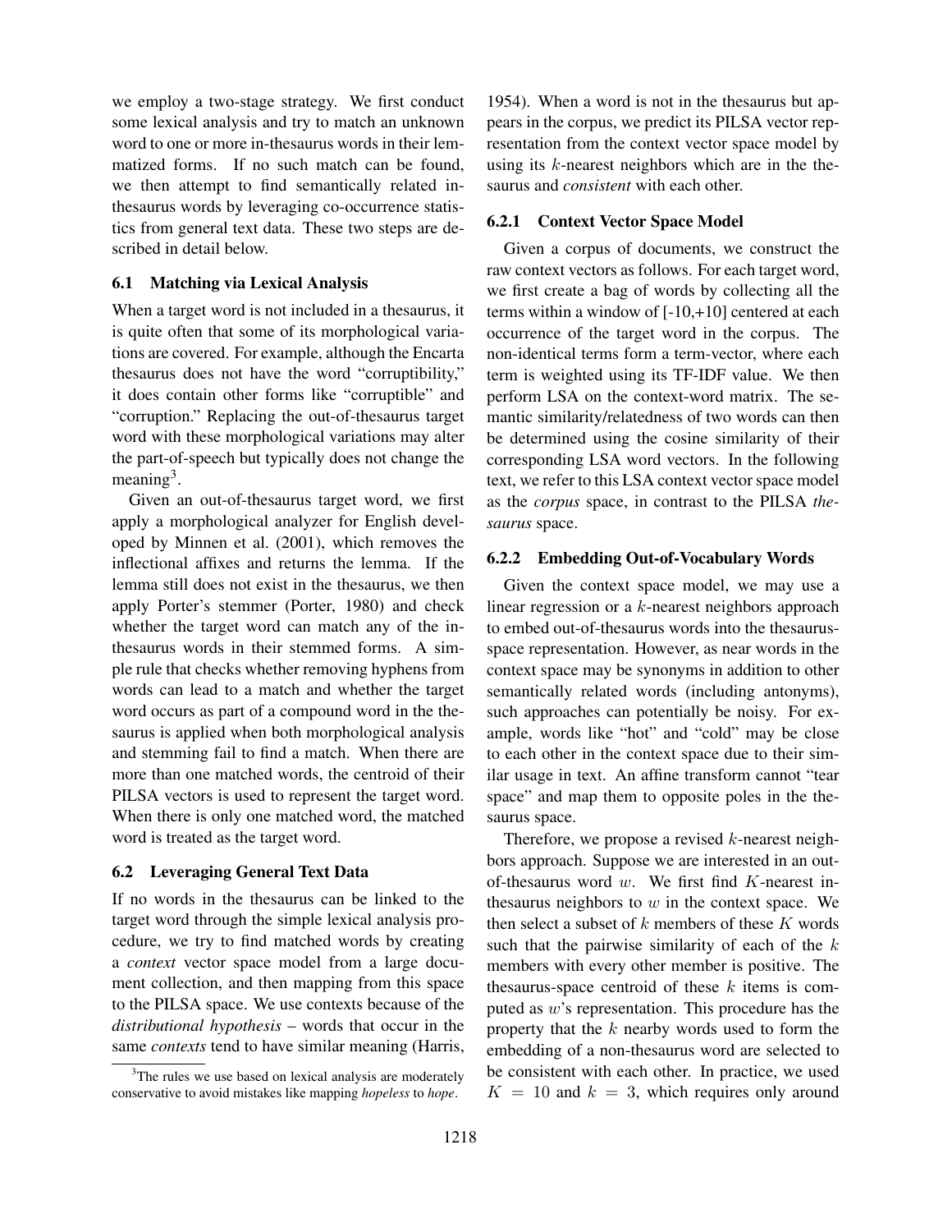we employ a two-stage strategy. We first conduct some lexical analysis and try to match an unknown word to one or more in-thesaurus words in their lemmatized forms. If no such match can be found, we then attempt to find semantically related in-thesaurus words by leveraging co-occurrence statistics from general text data. These two steps are described in detail below.

### 6.1 Matching via Lexical Analysis

When a target word is not included in a thesaurus, it is quite often that some of its morphological variations are covered. For example, although the Encarta thesaurus does not have the word "corruptibility," it does contain other forms like "corruptible" and "corruption." Replacing the out-of-thesaurus target word with these morphological variations may alter the part-of-speech but typically does not change the meaning[3].

Given an out-of-thesaurus target word, we first apply a morphological analyzer for English developed by Minnen et al. (2001), which removes the inflectional affixes and returns the lemma. If the lemma still does not exist in the thesaurus, we then apply Porter's stemmer (Porter, 1980) and check whether the target word can match any of the in-thesaurus words in their stemmed forms. A simple rule that checks whether removing hyphens from words can lead to a match and whether the target word occurs as part of a compound word in the thesaurus is applied when both morphological analysis and stemming fail to find a match. When there are more than one matched words, the centroid of their PILSA vectors is used to represent the target word. When there is only one matched word, the matched word is treated as the target word.

[3]The rules we use based on lexical analysis are moderately conservative to avoid mistakes like mapping *hopeless* to *hope*.

### 6.2 Leveraging General Text Data

If no words in the thesaurus can be linked to the target word through the simple lexical analysis procedure, we try to find matched words by creating a *context* vector space model from a large document collection, and then mapping from this space to the PILSA space. We use contexts because of the *distributional hypothesis* – words that occur in the same *contexts* tend to have similar meaning (Harris, 1954). When a word is not in the thesaurus but appears in the corpus, we predict its PILSA vector representation from the context vector space model by using its $k$-nearest neighbors which are in the thesaurus and *consistent* with each other.

#### 6.2.1 Context Vector Space Model

Given a corpus of documents, we construct the raw context vectors as follows. For each target word, we first create a bag of words by collecting all the terms within a window of [-10,+10] centered at each occurrence of the target word in the corpus. The non-identical terms form a term-vector, where each term is weighted using its TF-IDF value. We then perform LSA on the context-word matrix. The semantic similarity/relatedness of two words can then be determined using the cosine similarity of their corresponding LSA word vectors. In the following text, we refer to this LSA context vector space model as the *corpus* space, in contrast to the PILSA *thesaurus* space.

#### 6.2.2 Embedding Out-of-Vocabulary Words

Given the context space model, we may use a linear regression or a $k$-nearest neighbors approach to embed out-of-thesaurus words into the thesaurus-space representation. However, as near words in the context space may be synonyms in addition to other semantically related words (including antonyms), such approaches can potentially be noisy. For example, words like "hot" and "cold" may be close to each other in the context space due to their similar usage in text. An affine transform cannot "tear space" and map them to opposite poles in the thesaurus space.

Therefore, we propose a revised $k$-nearest neighbors approach. Suppose we are interested in an out-of-thesaurus word $w$. We first find $K$-nearest in-thesaurus neighbors to $w$ in the context space. We then select a subset of $k$ members of these $K$ words such that the pairwise similarity of each of the $k$ members with every other member is positive. The thesaurus-space centroid of these $k$ items is computed as $w$'s representation. This procedure has the property that the $k$ nearby words used to form the embedding of a non-thesaurus word are selected to be consistent with each other. In practice, we used $K = 10$ and $k = 3$, which requires only around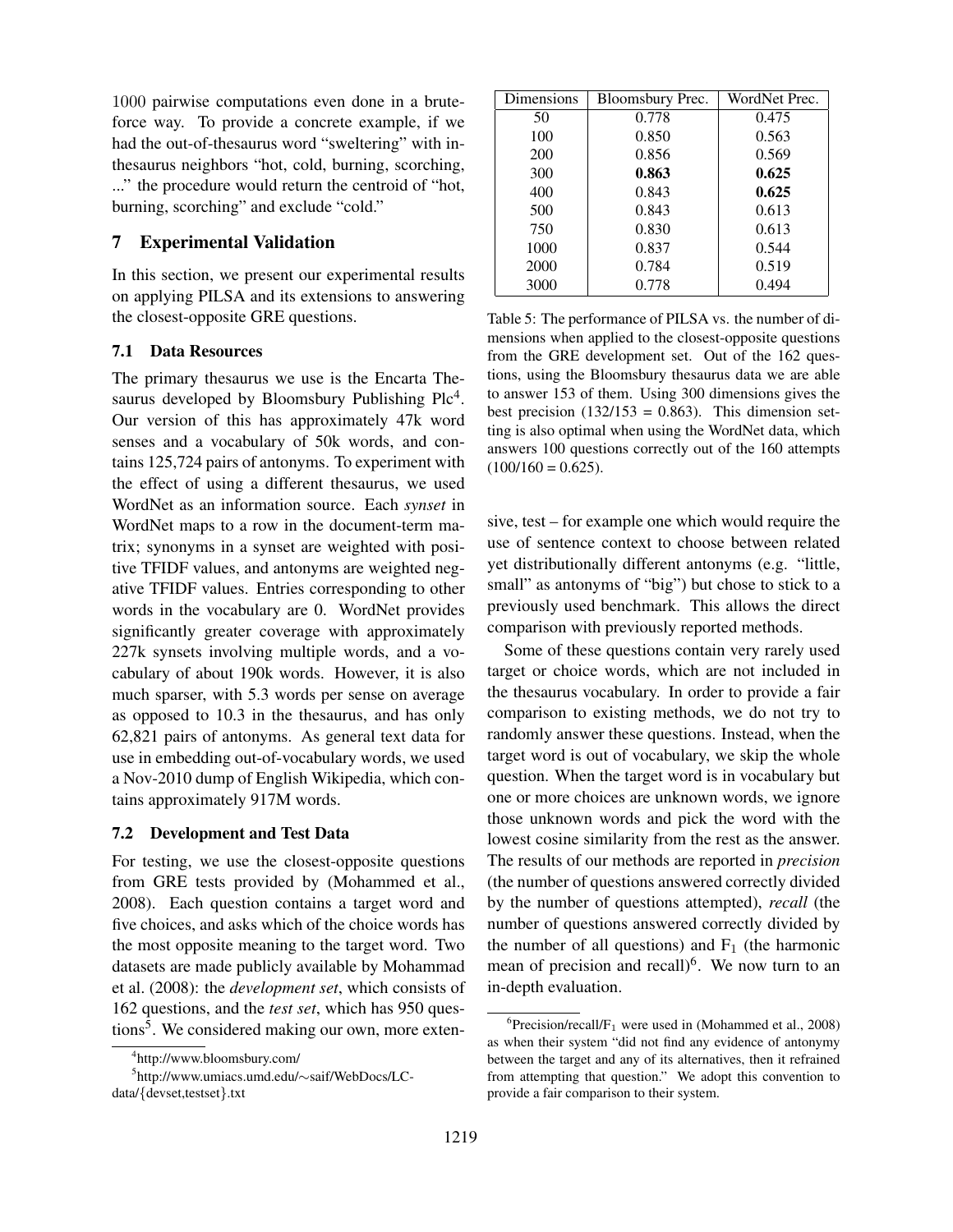1000 pairwise computations even done in a brute-force way. To provide a concrete example, if we had the out-of-thesaurus word "sweltering" with in-thesaurus neighbors "hot, cold, burning, scorching, ..." the procedure would return the centroid of "hot, burning, scorching" and exclude "cold."

## 7 Experimental Validation

In this section, we present our experimental results on applying PILSA and its extensions to answering the closest-opposite GRE questions.

### 7.1 Data Resources

The primary thesaurus we use is the Encarta Thesaurus developed by Bloomsbury Publishing Plc[4]. Our version of this has approximately 47k word senses and a vocabulary of 50k words, and contains 125,724 pairs of antonyms. To experiment with the effect of using a different thesaurus, we used WordNet as an information source. Each *synset* in WordNet maps to a row in the document-term matrix; synonyms in a synset are weighted with positive TFIDF values, and antonyms are weighted negative TFIDF values. Entries corresponding to other words in the vocabulary are 0. WordNet provides significantly greater coverage with approximately 227k synsets involving multiple words, and a vocabulary of about 190k words. However, it is also much sparser, with 5.3 words per sense on average as opposed to 10.3 in the thesaurus, and has only 62,821 pairs of antonyms. As general text data for use in embedding out-of-vocabulary words, we used a Nov-2010 dump of English Wikipedia, which contains approximately 917M words.

### 7.2 Development and Test Data

For testing, we use the closest-opposite questions from GRE tests provided by (Mohammed et al., 2008). Each question contains a target word and five choices, and asks which of the choice words has the most opposite meaning to the target word. Two datasets are made publicly available by Mohammad et al. (2008): the *development set*, which consists of 162 questions, and the *test set*, which has 950 questions[5]. We considered making our own, more extensive, test – for example one which would require the use of sentence context to choose between related yet distributionally different antonyms (e.g. "little, small" as antonyms of "big") but chose to stick to a previously used benchmark. This allows the direct comparison with previously reported methods.

| Dimensions | Bloomsbury Prec. | WordNet Prec. |
|---|---|---|
| 50 | 0.778 | 0.475 |
| 100 | 0.850 | 0.563 |
| 200 | 0.856 | 0.569 |
| 300 | **0.863** | **0.625** |
| 400 | 0.843 | **0.625** |
| 500 | 0.843 | 0.613 |
| 750 | 0.830 | 0.613 |
| 1000 | 0.837 | 0.544 |
| 2000 | 0.784 | 0.519 |
| 3000 | 0.778 | 0.494 |

Table 5: The performance of PILSA vs. the number of dimensions when applied to the closest-opposite questions from the GRE development set. Out of the 162 questions, using the Bloomsbury thesaurus data we are able to answer 153 of them. Using 300 dimensions gives the best precision (132/153 = 0.863). This dimension setting is also optimal when using the WordNet data, which answers 100 questions correctly out of the 160 attempts (100/160 = 0.625).

Some of these questions contain very rarely used target or choice words, which are not included in the thesaurus vocabulary. In order to provide a fair comparison to existing methods, we do not try to randomly answer these questions. Instead, when the target word is out of vocabulary, we skip the whole question. When the target word is in vocabulary but one or more choices are unknown words, we ignore those unknown words and pick the word with the lowest cosine similarity from the rest as the answer. The results of our methods are reported in *precision* (the number of questions answered correctly divided by the number of questions attempted), *recall* (the number of questions answered correctly divided by the number of all questions) and $F_1$ (the harmonic mean of precision and recall)[6]. We now turn to an in-depth evaluation.

[4] http://www.bloomsbury.com/

[5] http://www.umiacs.umd.edu/~saif/WebDocs/LC-data/{devset,testset}.txt

[6] Precision/recall/$F_1$ were used in (Mohammed et al., 2008) as when their system "did not find any evidence of antonymy between the target and any of its alternatives, then it refrained from attempting that question." We adopt this convention to provide a fair comparison to their system.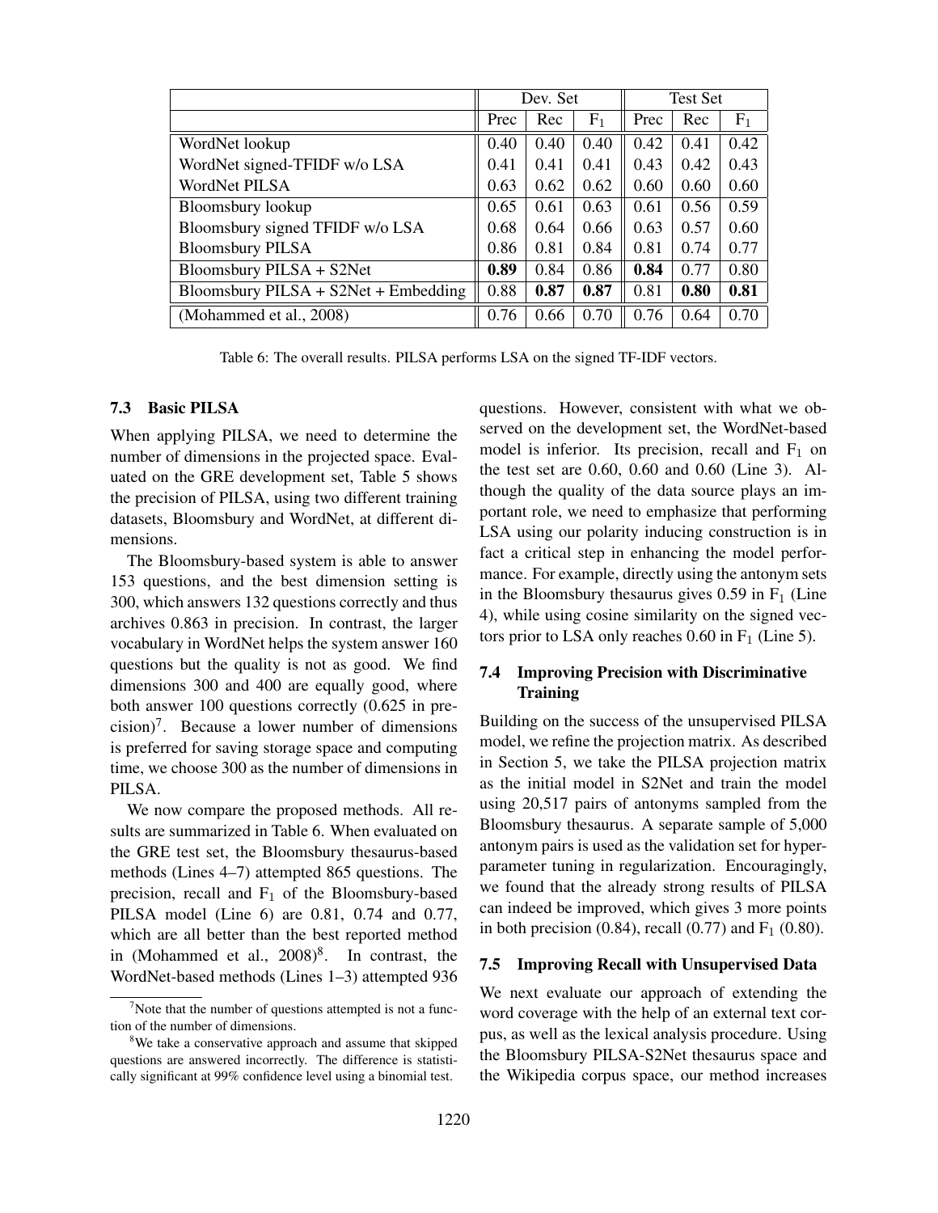| | Dev. Set | | | Test Set | | |
|---|---|---|---|---|---|---|
| | Prec | Rec | $F_1$ | Prec | Rec | $F_1$ |
| WordNet lookup | 0.40 | 0.40 | 0.40 | 0.42 | 0.41 | 0.42 |
| WordNet signed-TFIDF w/o LSA | 0.41 | 0.41 | 0.41 | 0.43 | 0.42 | 0.43 |
| WordNet PILSA | 0.63 | 0.62 | 0.62 | 0.60 | 0.60 | 0.60 |
| Bloomsbury lookup | 0.65 | 0.61 | 0.63 | 0.61 | 0.56 | 0.59 |
| Bloomsbury signed TFIDF w/o LSA | 0.68 | 0.64 | 0.66 | 0.63 | 0.57 | 0.60 |
| Bloomsbury PILSA | 0.86 | 0.81 | 0.84 | 0.81 | 0.74 | 0.77 |
| Bloomsbury PILSA + S2Net | **0.89** | 0.84 | 0.86 | **0.84** | 0.77 | 0.80 |
| Bloomsbury PILSA + S2Net + Embedding | 0.88 | **0.87** | **0.87** | 0.81 | **0.80** | **0.81** |
| (Mohammed et al., 2008) | 0.76 | 0.66 | 0.70 | 0.76 | 0.64 | 0.70 |

Table 6: The overall results. PILSA performs LSA on the signed TF-IDF vectors.

### 7.3 Basic PILSA

When applying PILSA, we need to determine the number of dimensions in the projected space. Evaluated on the GRE development set, Table 5 shows the precision of PILSA, using two different training datasets, Bloomsbury and WordNet, at different dimensions.

The Bloomsbury-based system is able to answer 153 questions, and the best dimension setting is 300, which answers 132 questions correctly and thus archives 0.863 in precision. In contrast, the larger vocabulary in WordNet helps the system answer 160 questions but the quality is not as good. We find dimensions 300 and 400 are equally good, where both answer 100 questions correctly (0.625 in precision)[7]. Because a lower number of dimensions is preferred for saving storage space and computing time, we choose 300 as the number of dimensions in PILSA.

We now compare the proposed methods. All results are summarized in Table 6. When evaluated on the GRE test set, the Bloomsbury thesaurus-based methods (Lines 4–7) attempted 865 questions. The precision, recall and $F_1$ of the Bloomsbury-based PILSA model (Line 6) are 0.81, 0.74 and 0.77, which are all better than the best reported method in (Mohammed et al., 2008)[8]. In contrast, the WordNet-based methods (Lines 1–3) attempted 936 questions. However, consistent with what we observed on the development set, the WordNet-based model is inferior. Its precision, recall and $F_1$ on the test set are 0.60, 0.60 and 0.60 (Line 3). Although the quality of the data source plays an important role, we need to emphasize that performing LSA using our polarity inducing construction is in fact a critical step in enhancing the model performance. For example, directly using the antonym sets in the Bloomsbury thesaurus gives 0.59 in $F_1$ (Line 4), while using cosine similarity on the signed vectors prior to LSA only reaches 0.60 in $F_1$ (Line 5).

### 7.4 Improving Precision with Discriminative Training

Building on the success of the unsupervised PILSA model, we refine the projection matrix. As described in Section 5, we take the PILSA projection matrix as the initial model in S2Net and train the model using 20,517 pairs of antonyms sampled from the Bloomsbury thesaurus. A separate sample of 5,000 antonym pairs is used as the validation set for hyper-parameter tuning in regularization. Encouragingly, we found that the already strong results of PILSA can indeed be improved, which gives 3 more points in both precision (0.84), recall (0.77) and $F_1$ (0.80).

### 7.5 Improving Recall with Unsupervised Data

We next evaluate our approach of extending the word coverage with the help of an external text corpus, as well as the lexical analysis procedure. Using the Bloomsbury PILSA-S2Net thesaurus space and the Wikipedia corpus space, our method increases

---

[7] Note that the number of questions attempted is not a function of the number of dimensions.

[8] We take a conservative approach and assume that skipped questions are answered incorrectly. The difference is statistically significant at 99% confidence level using a binomial test.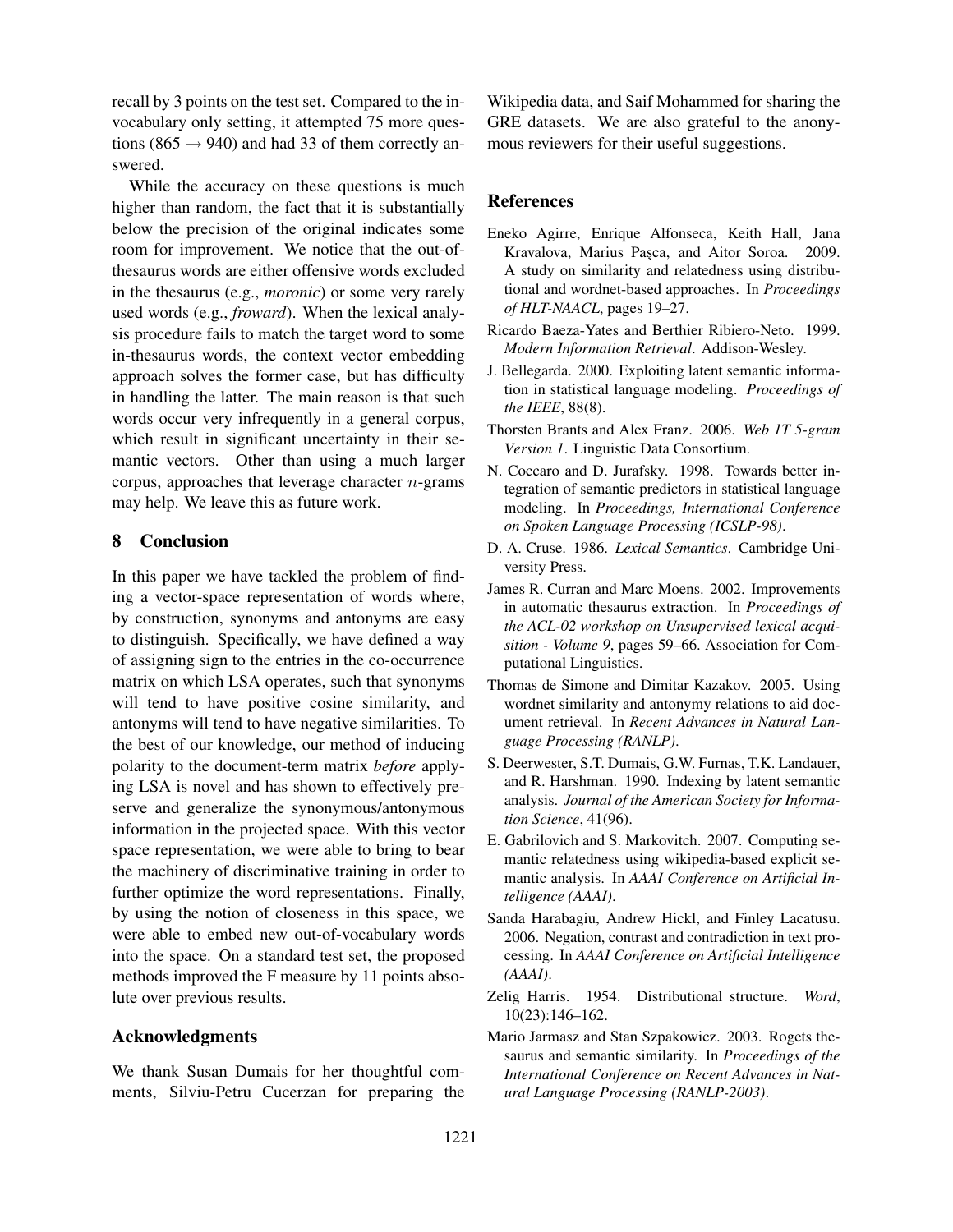recall by 3 points on the test set. Compared to the in-vocabulary only setting, it attempted 75 more questions (865 → 940) and had 33 of them correctly answered.

While the accuracy on these questions is much higher than random, the fact that it is substantially below the precision of the original indicates some room for improvement. We notice that the out-of-thesaurus words are either offensive words excluded in the thesaurus (e.g., *moronic*) or some very rarely used words (e.g., *froward*). When the lexical analysis procedure fails to match the target word to some in-thesaurus words, the context vector embedding approach solves the former case, but has difficulty in handling the latter. The main reason is that such words occur very infrequently in a general corpus, which result in significant uncertainty in their semantic vectors. Other than using a much larger corpus, approaches that leverage character $n$-grams may help. We leave this as future work.

## 8 Conclusion

In this paper we have tackled the problem of finding a vector-space representation of words where, by construction, synonyms and antonyms are easy to distinguish. Specifically, we have defined a way of assigning sign to the entries in the co-occurrence matrix on which LSA operates, such that synonyms will tend to have positive cosine similarity, and antonyms will tend to have negative similarities. To the best of our knowledge, our method of inducing polarity to the document-term matrix *before* applying LSA is novel and has shown to effectively preserve and generalize the synonymous/antonymous information in the projected space. With this vector space representation, we were able to bring to bear the machinery of discriminative training in order to further optimize the word representations. Finally, by using the notion of closeness in this space, we were able to embed new out-of-vocabulary words into the space. On a standard test set, the proposed methods improved the F measure by 11 points absolute over previous results.

## Acknowledgments

We thank Susan Dumais for her thoughtful comments, Silviu-Petru Cucerzan for preparing the Wikipedia data, and Saif Mohammed for sharing the GRE datasets. We are also grateful to the anonymous reviewers for their useful suggestions.

## References

Eneko Agirre, Enrique Alfonseca, Keith Hall, Jana Kravalova, Marius Paşca, and Aitor Soroa. 2009. A study on similarity and relatedness using distributional and wordnet-based approaches. In *Proceedings of HLT-NAACL*, pages 19–27.

Ricardo Baeza-Yates and Berthier Ribiero-Neto. 1999. *Modern Information Retrieval*. Addison-Wesley.

J. Bellegarda. 2000. Exploiting latent semantic information in statistical language modeling. *Proceedings of the IEEE*, 88(8).

Thorsten Brants and Alex Franz. 2006. *Web 1T 5-gram Version 1*. Linguistic Data Consortium.

N. Coccaro and D. Jurafsky. 1998. Towards better integration of semantic predictors in statistical language modeling. In *Proceedings, International Conference on Spoken Language Processing (ICSLP-98)*.

D. A. Cruse. 1986. *Lexical Semantics*. Cambridge University Press.

James R. Curran and Marc Moens. 2002. Improvements in automatic thesaurus extraction. In *Proceedings of the ACL-02 workshop on Unsupervised lexical acquisition - Volume 9*, pages 59–66. Association for Computational Linguistics.

Thomas de Simone and Dimitar Kazakov. 2005. Using wordnet similarity and antonymy relations to aid document retrieval. In *Recent Advances in Natural Language Processing (RANLP)*.

S. Deerwester, S.T. Dumais, G.W. Furnas, T.K. Landauer, and R. Harshman. 1990. Indexing by latent semantic analysis. *Journal of the American Society for Information Science*, 41(96).

E. Gabrilovich and S. Markovitch. 2007. Computing semantic relatedness using wikipedia-based explicit semantic analysis. In *AAAI Conference on Artificial Intelligence (AAAI)*.

Sanda Harabagiu, Andrew Hickl, and Finley Lacatusu. 2006. Negation, contrast and contradiction in text processing. In *AAAI Conference on Artificial Intelligence (AAAI)*.

Zelig Harris. 1954. Distributional structure. *Word*, 10(23):146–162.

Mario Jarmasz and Stan Szpakowicz. 2003. Rogets thesaurus and semantic similarity. In *Proceedings of the International Conference on Recent Advances in Natural Language Processing (RANLP-2003)*.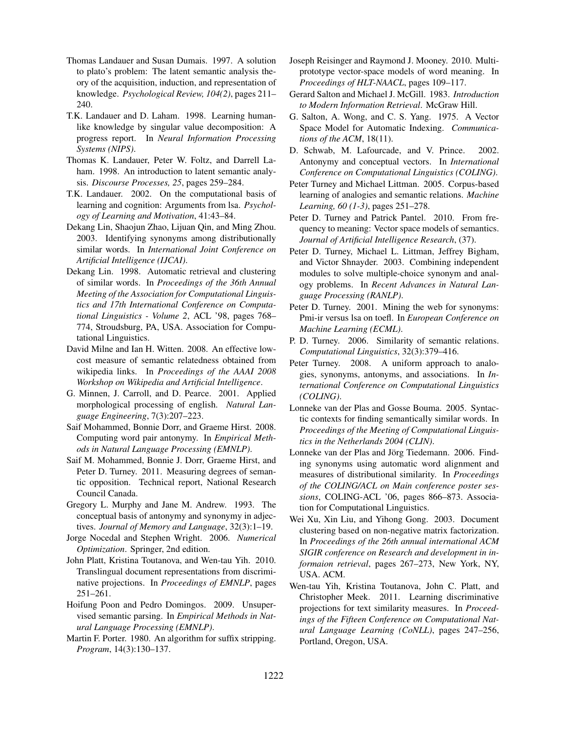Thomas Landauer and Susan Dumais. 1997. A solution to plato's problem: The latent semantic analysis theory of the acquisition, induction, and representation of knowledge. *Psychological Review, 104(2)*, pages 211–240.

T.K. Landauer and D. Laham. 1998. Learning human-like knowledge by singular value decomposition: A progress report. In *Neural Information Processing Systems (NIPS)*.

Thomas K. Landauer, Peter W. Foltz, and Darrell Laham. 1998. An introduction to latent semantic analysis. *Discourse Processes, 25*, pages 259–284.

T.K. Landauer. 2002. On the computational basis of learning and cognition: Arguments from lsa. *Psychology of Learning and Motivation*, 41:43–84.

Dekang Lin, Shaojun Zhao, Lijuan Qin, and Ming Zhou. 2003. Identifying synonyms among distributionally similar words. In *International Joint Conference on Artificial Intelligence (IJCAI)*.

Dekang Lin. 1998. Automatic retrieval and clustering of similar words. In *Proceedings of the 36th Annual Meeting of the Association for Computational Linguistics and 17th International Conference on Computational Linguistics - Volume 2*, ACL '98, pages 768–774, Stroudsburg, PA, USA. Association for Computational Linguistics.

David Milne and Ian H. Witten. 2008. An effective low-cost measure of semantic relatedness obtained from wikipedia links. In *Proceedings of the AAAI 2008 Workshop on Wikipedia and Artificial Intelligence*.

G. Minnen, J. Carroll, and D. Pearce. 2001. Applied morphological processing of english. *Natural Language Engineering*, 7(3):207–223.

Saif Mohammed, Bonnie Dorr, and Graeme Hirst. 2008. Computing word pair antonymy. In *Empirical Methods in Natural Language Processing (EMNLP)*.

Saif M. Mohammed, Bonnie J. Dorr, Graeme Hirst, and Peter D. Turney. 2011. Measuring degrees of semantic opposition. Technical report, National Research Council Canada.

Gregory L. Murphy and Jane M. Andrew. 1993. The conceptual basis of antonymy and synonymy in adjectives. *Journal of Memory and Language*, 32(3):1–19.

Jorge Nocedal and Stephen Wright. 2006. *Numerical Optimization*. Springer, 2nd edition.

John Platt, Kristina Toutanova, and Wen-tau Yih. 2010. Translingual document representations from discriminative projections. In *Proceedings of EMNLP*, pages 251–261.

Hoifung Poon and Pedro Domingos. 2009. Unsupervised semantic parsing. In *Empirical Methods in Natural Language Processing (EMNLP)*.

Martin F. Porter. 1980. An algorithm for suffix stripping. *Program*, 14(3):130–137.

Joseph Reisinger and Raymond J. Mooney. 2010. Multi-prototype vector-space models of word meaning. In *Proceedings of HLT-NAACL*, pages 109–117.

Gerard Salton and Michael J. McGill. 1983. *Introduction to Modern Information Retrieval*. McGraw Hill.

G. Salton, A. Wong, and C. S. Yang. 1975. A Vector Space Model for Automatic Indexing. *Communications of the ACM*, 18(11).

D. Schwab, M. Lafourcade, and V. Prince. 2002. Antonymy and conceptual vectors. In *International Conference on Computational Linguistics (COLING)*.

Peter Turney and Michael Littman. 2005. Corpus-based learning of analogies and semantic relations. *Machine Learning, 60 (1-3)*, pages 251–278.

Peter D. Turney and Patrick Pantel. 2010. From frequency to meaning: Vector space models of semantics. *Journal of Artificial Intelligence Research*, (37).

Peter D. Turney, Michael L. Littman, Jeffrey Bigham, and Victor Shnayder. 2003. Combining independent modules to solve multiple-choice synonym and analogy problems. In *Recent Advances in Natural Language Processing (RANLP)*.

Peter D. Turney. 2001. Mining the web for synonyms: Pmi-ir versus lsa on toefl. In *European Conference on Machine Learning (ECML)*.

P. D. Turney. 2006. Similarity of semantic relations. *Computational Linguistics*, 32(3):379–416.

Peter Turney. 2008. A uniform approach to analogies, synonyms, antonyms, and associations. In *International Conference on Computational Linguistics (COLING)*.

Lonneke van der Plas and Gosse Bouma. 2005. Syntactic contexts for finding semantically similar words. In *Proceedings of the Meeting of Computational Linguistics in the Netherlands 2004 (CLIN)*.

Lonneke van der Plas and Jörg Tiedemann. 2006. Finding synonyms using automatic word alignment and measures of distributional similarity. In *Proceedings of the COLING/ACL on Main conference poster sessions*, COLING-ACL '06, pages 866–873. Association for Computational Linguistics.

Wei Xu, Xin Liu, and Yihong Gong. 2003. Document clustering based on non-negative matrix factorization. In *Proceedings of the 26th annual international ACM SIGIR conference on Research and development in informaion retrieval*, pages 267–273, New York, NY, USA. ACM.

Wen-tau Yih, Kristina Toutanova, John C. Platt, and Christopher Meek. 2011. Learning discriminative projections for text similarity measures. In *Proceedings of the Fifteen Conference on Computational Natural Language Learning (CoNLL)*, pages 247–256, Portland, Oregon, USA.